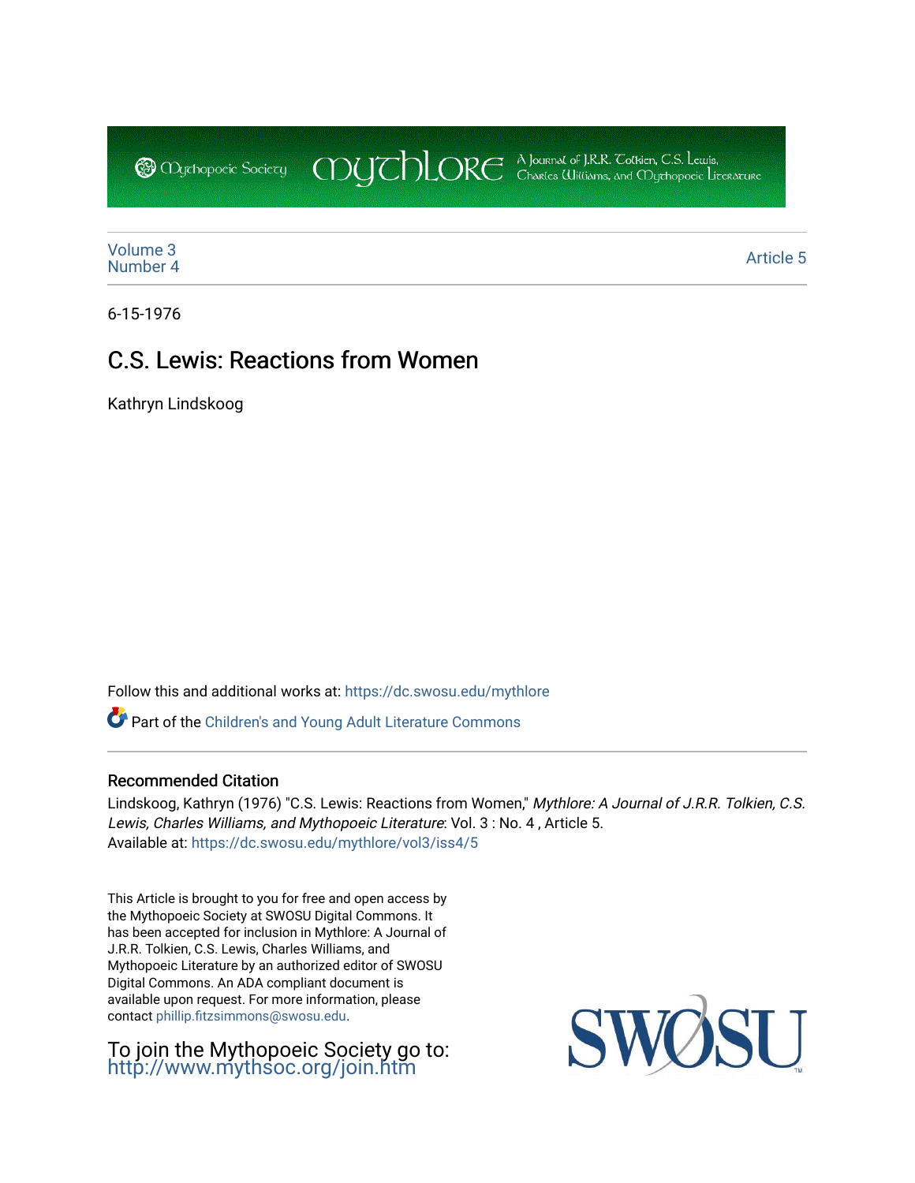Volume 3
Number 4

Article 5

6-15-1976

# C.S. Lewis: Reactions from Women

Kathryn Lindskoog

Follow this and additional works at: https://dc.swosu.edu/mythlore

Part of the Children's and Young Adult Literature Commons

### Recommended Citation

Lindskoog, Kathryn (1976) "C.S. Lewis: Reactions from Women," *Mythlore: A Journal of J.R.R. Tolkien, C.S. Lewis, Charles Williams, and Mythopoeic Literature*: Vol. 3 : No. 4 , Article 5.
Available at: https://dc.swosu.edu/mythlore/vol3/iss4/5

This Article is brought to you for free and open access by the Mythopoeic Society at SWOSU Digital Commons. It has been accepted for inclusion in Mythlore: A Journal of J.R.R. Tolkien, C.S. Lewis, Charles Williams, and Mythopoeic Literature by an authorized editor of SWOSU Digital Commons. An ADA compliant document is available upon request. For more information, please contact phillip.fitzsimmons@swosu.edu.

To join the Mythopoeic Society go to: http://www.mythsoc.org/join.htm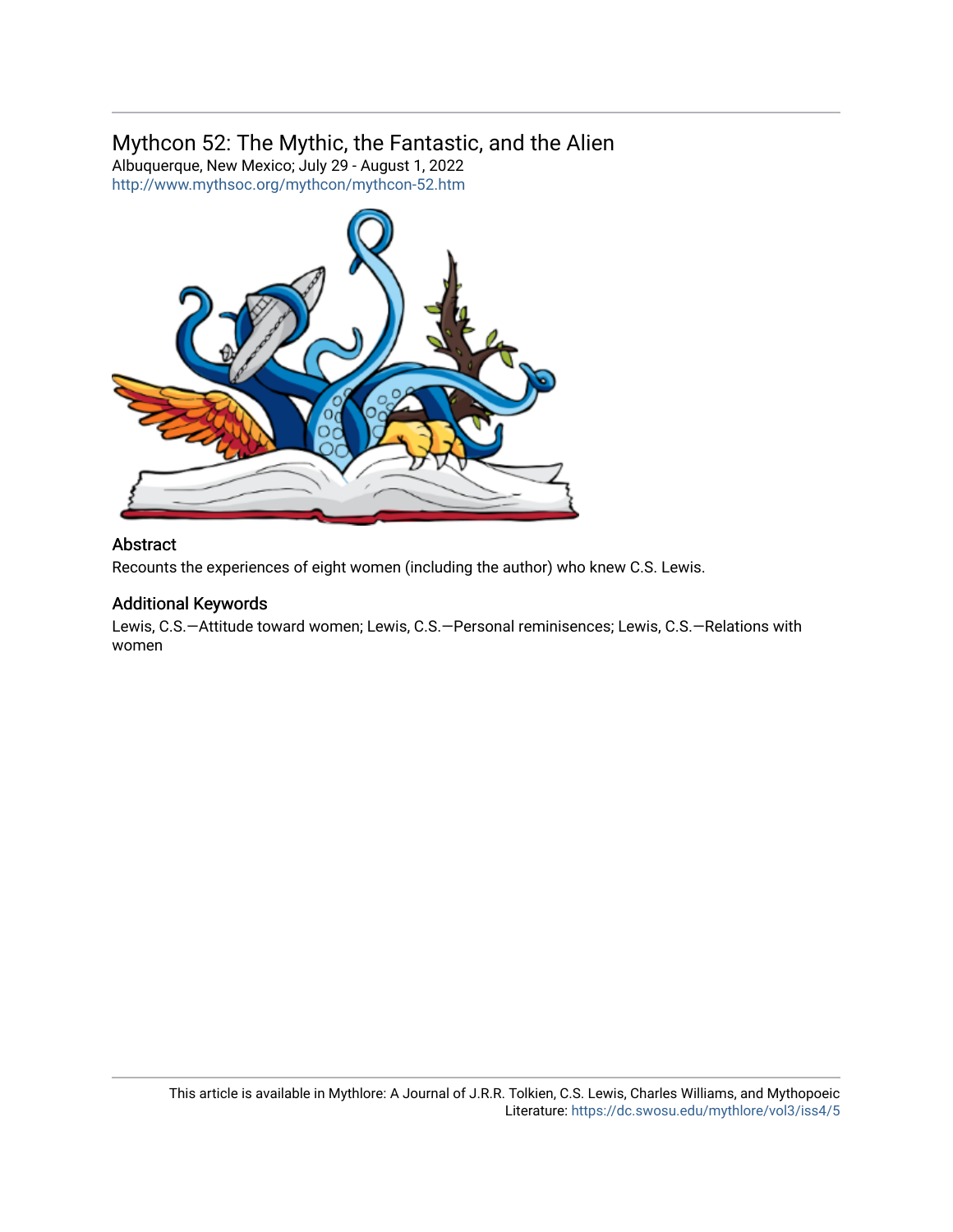## Mythcon 52: The Mythic, the Fantastic, and the Alien

Albuquerque, New Mexico; July 29 - August 1, 2022
http://www.mythsoc.org/mythcon/mythcon-52.htm

### Abstract

Recounts the experiences of eight women (including the author) who knew C.S. Lewis.

### Additional Keywords

Lewis, C.S.—Attitude toward women; Lewis, C.S.—Personal reminisences; Lewis, C.S.—Relations with women

This article is available in Mythlore: A Journal of J.R.R. Tolkien, C.S. Lewis, Charles Williams, and Mythopoeic Literature: https://dc.swosu.edu/mythlore/vol3/iss4/5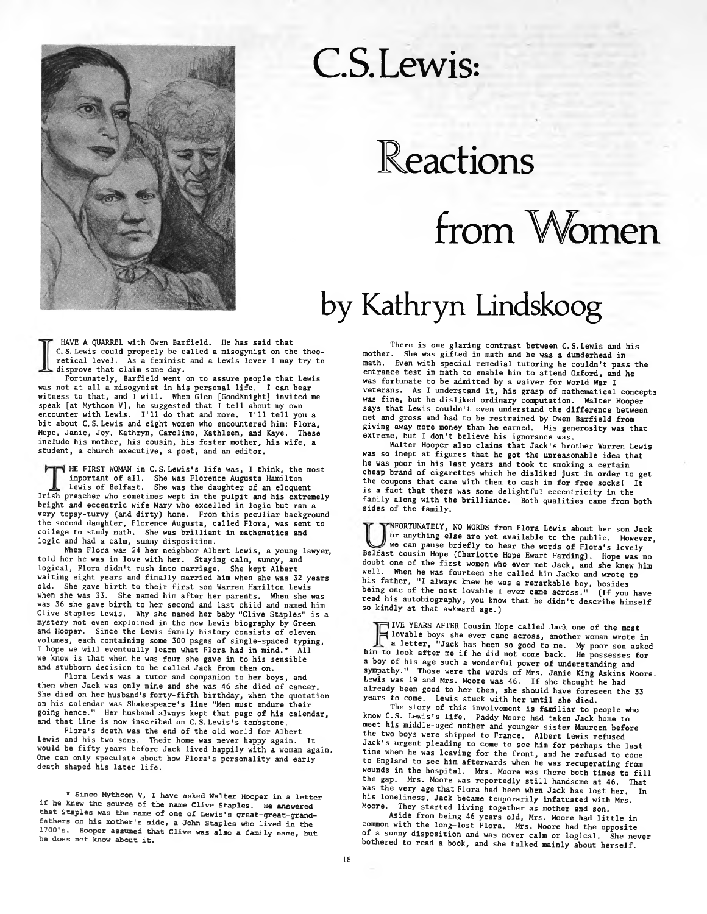# C.S. Lewis: Reactions from Women

## by Kathryn Lindskoog

I HAVE A QUARREL with Owen Barfield. He has said that C. S. Lewis could properly be called a misogynist on the theoretical level. As a feminist and a Lewis lover I may try to disprove that claim some day.

Fortunately, Barfield went on to assure people that Lewis was not at all a misogynist in his personal life. I can bear witness to that, and I will. When Glen [GoodKnight] invited me speak [at Mythcon V], he suggested that I tell about my own encounter with Lewis. I'll do that and more. I'll tell you a bit about C. S. Lewis and eight women who encountered him: Flora, Hope, Janie, Joy, Kathryn, Caroline, Kathleen, and Kaye. These include his mother, his cousin, his foster mother, his wife, a student, a church executive, a poet, and an editor.

THE FIRST WOMAN in C. S. Lewis's life was, I think, the most important of all. She was Florence Augusta Hamilton Lewis of Belfast. She was the daughter of an eloquent Irish preacher who sometimes wept in the pulpit and his extremely bright and eccentric wife Mary who excelled in logic but ran a very topsy-turvy (and dirty) home. From this peculiar background the second daughter, Florence Augusta, called Flora, was sent to college to study math. She was brilliant in mathematics and logic and had a calm, sunny disposition.

When Flora was 24 her neighbor Albert Lewis, a young lawyer, told her he was in love with her. Staying calm, sunny, and logical, Flora didn't rush into marriage. She kept Albert waiting eight years and finally married him when she was 32 years old. She gave birth to their first son Warren Hamilton Lewis when she was 33. She named him after her parents. When she was was 36 she gave birth to her second and last child and named him Clive Staples Lewis. Why she named her baby "Clive Staples" is a mystery not even explained in the new Lewis biography by Green and Hooper. Since the Lewis family history consists of eleven volumes, each containing some 300 pages of single-spaced typing, I hope we will eventually learn what Flora had in mind.* All we know is that when he was four she gave in to his sensible and stubborn decision to be called Jack from then on.

Flora Lewis was a tutor and companion to her boys, and then when Jack was only nine and she was 46 she died of cancer. She died on her husband's forty-fifth birthday, when the quotation on his calendar was Shakespeare's line "Men must endure their going hence." Her husband always kept that page of his calendar, and that line is now inscribed on C. S. Lewis's tombstone.

Flora's death was the end of the old world for Albert Lewis and his two sons. Their home was never happy again. It would be fifty years before Jack lived happily with a woman again. One can only speculate about how Flora's personality and early death shaped his later life.

\* Since Mythcon V, I have asked Walter Hooper in a letter if he knew the source of the name Clive Staples. He answered that Staples was the name of one of Lewis's great-great-grandfathers on his mother's side, a John Staples who lived in the 1700's. Hooper assumed that Clive was also a family name, but he does not know about it.

There is one glaring contrast between C. S. Lewis and his mother. She was gifted in math and he was a dunderhead in math. Even with special remedial tutoring he couldn't pass the entrance test in math to enable him to attend Oxford, and he was fortunate to be admitted by a waiver for World War I veterans. As I understand it, his grasp of mathematical concepts was fine, but he disliked ordinary computation. Walter Hooper says that Lewis couldn't even understand the difference between net and gross and had to be restrained by Owen Barfield from giving away more money than he earned. His generosity was that extreme, but I don't believe his ignorance was.

Walter Hooper also claims that Jack's brother Warren Lewis was so inept at figures that he got the unreasonable idea that he was poor in his last years and took to smoking a certain cheap brand of cigarettes which he disliked just in order to get the coupons that came with them to cash in for free socks! It is a fact that there was some delightful eccentricity in the family along with the brilliance. Both qualities came from both sides of the family.

UNFORTUNATELY, NO WORDS from Flora Lewis about her son Jack or anything else are yet available to the public. However, we can pause briefly to hear the words of Flora's lovely Belfast cousin Hope (Charlotte Hope Ewart Harding). Hope was no doubt one of the first women who ever met Jack, and she knew him well. When he was fourteen she called him Jacko and wrote to his father, "I always knew he was a remarkable boy, besides being one of the most lovable I ever came across." (If you have read his autobiography, you know that he didn't describe himself so kindly at that awkward age.)

FIVE YEARS AFTER Cousin Hope called Jack one of the most lovable boys she ever came across, another woman wrote in a letter, "Jack has been so good to me. My poor son asked him to look after me if he did not come back. He possesses for a boy of his age such a wonderful power of understanding and sympathy." Those were the words of Mrs. Janie King Askins Moore. Lewis was 19 and Mrs. Moore was 46. If she thought he had already been good to her then, she should have foreseen the 33 years to come. Lewis stuck with her until she died.

The story of this involvement is familiar to people who know C.S. Lewis's life. Paddy Moore had taken Jack home to meet his middle-aged mother and younger sister Maureen before the two boys were shipped to France. Albert Lewis refused Jack's urgent pleading to come to see him for perhaps the last time when he was leaving for the front, and he refused to come to England to see him afterwards when he was recuperating from wounds in the hospital. Mrs. Moore was there both times to fill the gap. Mrs. Moore was reportedly still handsome at 46. That was the very age that Flora had been when Jack has lost her. In his loneliness, Jack became temporarily infatuated with Mrs. Moore. They started living together as mother and son.

Aside from being 46 years old, Mrs. Moore had little in common with the long-lost Flora. Mrs. Moore had the opposite of a sunny disposition and was never calm or logical. She never bothered to read a book, and she talked mainly about herself.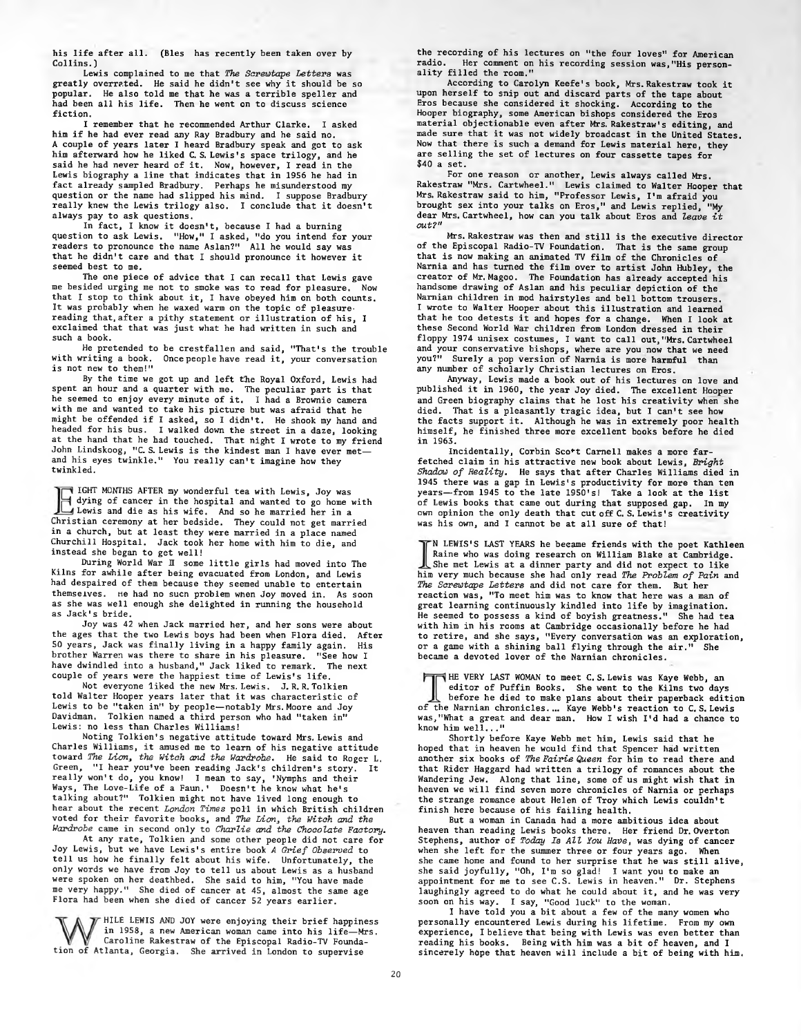his life after all. (Bles has recently been taken over by Collins.)

Lewis complained to me that *The Screwtape Letters* was greatly overrated. He said he didn't see why it should be so popular. He also told me that he was a terrible speller and had been all his life. Then he went on to discuss science fiction.

I remember that he recommended Arthur Clarke. I asked him if he had ever read any Ray Bradbury and he said no. A couple of years later I heard Bradbury speak and got to ask him afterward how he liked C. S. Lewis's space trilogy, and he said he had never heard of it. Now, however, I read in the Lewis biography a line that indicates that in 1956 he had in fact already sampled Bradbury. Perhaps he misunderstood my question or the name had slipped his mind. I suppose Bradbury really knew the Lewis trilogy also. I conclude that it doesn't always pay to ask questions.

In fact, I know it doesn't, because I had a burning question to ask Lewis. "How," I asked, "do you intend for your readers to pronounce the name Aslan?" All he would say was that he didn't care and that I should pronounce it however it seemed best to me.

The one piece of advice that I can recall that Lewis gave me besides urging me not to smoke was to read for pleasure. Now that I stop to think about it, I have obeyed him on both counts. It was probably when he waxed warm on the topic of pleasure-reading that, after a pithy statement or illustration of his, I exclaimed that that was just what he had written in such and such a book.

He pretended to be crestfallen and said, "That's the trouble with writing a book. Once people have read it, your conversation is not new to them!"

By the time we got up and left the Royal Oxford, Lewis had spent an hour and a quarter with me. The peculiar part is that he seemed to enjoy every minute of it. I had a Brownie camera with me and wanted to take his picture but was afraid that he might be offended if I asked, so I didn't. He shook my hand and headed for his bus. I walked down the street in a daze, looking at the hand that he had touched. That night I wrote to my friend John Lindskoog, "C. S. Lewis is the kindest man I have ever met—and his eyes twinkle." You really can't imagine how they twinkled.

EIGHT MONTHS AFTER my wonderful tea with Lewis, Joy was dying of cancer in the hospital and wanted to go home with Lewis and die as his wife. And so he married her in a Christian ceremony at her bedside. They could not get married in a church, but at least they were married in a place named Churchill Hospital. Jack took her home with him to die, and instead she began to get well!

During World War II some little girls had moved into The Kilns for awhile after being evacuated from London, and Lewis had despaired of them because they seemed unable to entertain themselves. He had no such problem when Joy moved in. As soon as she was well enough she delighted in running the household as Jack's bride.

Joy was 42 when Jack married her, and her sons were about the ages that the two Lewis boys had been when Flora died. After 50 years, Jack was finally living in a happy family again. His brother Warren was there to share in his pleasure. "See how I have dwindled into a husband," Jack liked to remark. The next couple of years were the happiest time of Lewis's life.

Not everyone liked the new Mrs. Lewis. J. R. R. Tolkien told Walter Hooper years later that it was characteristic of Lewis to be "taken in" by people—notably Mrs. Moore and Joy Davidman. Tolkien named a third person who had "taken in" Lewis: no less than Charles Williams!

Noting Tolkien's negative attitude toward Mrs. Lewis and Charles Williams, it amused me to learn of his negative attitude toward *The Lion, the Witch and the Wardrobe*. He said to Roger L. Green, "I hear you've been reading Jack's children's story. It really won't do, you know! I mean to say, 'Nymphs and their Ways, The Love-Life of a Faun.' Doesn't he know what he's talking about?" Tolkien might not have lived long enough to hear about the recent *London Times* poll in which British children voted for their favorite books, and *The Lion, the Witch and the Wardrobe* came in second only to *Charlie and the Chocolate Factory*.

At any rate, Tolkien and some other people did not care for Joy Lewis, but we have Lewis's entire book *A Grief Observed* to tell us how he finally felt about his wife. Unfortunately, the only words we have from Joy to tell us about Lewis as a husband were spoken on her deathbed. She said to him, "You have made me very happy." She died of cancer at 45, almost the same age Flora had been when she died of cancer 52 years earlier.

WHILE LEWIS AND JOY were enjoying their brief happiness in 1958, a new American woman came into his life—Mrs. Caroline Rakestraw of the Episcopal Radio-TV Foundation of Atlanta, Georgia. She arrived in London to supervise the recording of his lectures on "the four loves" for American radio. Her comment on his recording session was, "His personality filled the room."

According to Carolyn Keefe's book, Mrs. Rakestraw took it upon herself to snip out and discard parts of the tape about Eros because she considered it shocking. According to the Hooper biography, some American bishops considered the Eros material objectionable even after Mrs. Rakestraw's editing, and made sure that it was not widely broadcast in the United States. Now that there is such a demand for Lewis material here, they are selling the set of lectures on four cassette tapes for $40 a set.

For one reason or another, Lewis always called Mrs. Rakestraw "Mrs. Cartwheel." Lewis claimed to Walter Hooper that Mrs. Rakestraw said to him, "Professor Lewis, I'm afraid you brought sex into your talks on Eros," and Lewis replied, "My dear Mrs. Cartwheel, how can you talk about Eros and *leave it out?*"

Mrs. Rakestraw was then and still is the executive director of the Episcopal Radio-TV Foundation. That is the same group that is now making an animated TV film of the Chronicles of Narnia and has turned the film over to artist John Hubley, the creator of Mr. Magoo. The Foundation has already accepted his handsome drawing of Aslan and his peculiar depiction of the Narnian children in mod hairstyles and bell bottom trousers. I wrote to Walter Hooper about this illustration and learned that he too detests it and hopes for a change. When I look at these Second World War children from London dressed in their floppy 1974 unisex costumes, I want to call out, "Mrs. Cartwheel and your conservative bishops, where are you now that we need you?" Surely a pop version of Narnia is more harmful than any number of scholarly Christian lectures on Eros.

Anyway, Lewis made a book out of his lectures on love and published it in 1960, the year Joy died. The excellent Hooper and Green biography claims that he lost his creativity when she died. That is a pleasantly tragic idea, but I can't see how the facts support it. Although he was in extremely poor health himself, he finished three more excellent books before he died in 1963.

Incidentally, Corbin Scott Carnell makes a more far-fetched claim in his attractive new book about Lewis, *Bright Shadow of Reality*. He says that after Charles Williams died in 1945 there was a gap in Lewis's productivity for more than ten years—from 1945 to the late 1950's! Take a look at the list of Lewis books that came out during that supposed gap. In my own opinion the only death that cut off C. S. Lewis's creativity was his own, and I cannot be at all sure of that!

IN LEWIS'S LAST YEARS he became friends with the poet Kathleen Raine who was doing research on William Blake at Cambridge. She met Lewis at a dinner party and did not expect to like him very much because she had only read *The Problem of Pain* and *The Screwtape Letters* and did not care for them. But her reaction was, "To meet him was to know that here was a man of great learning continuously kindled into life by imagination. He seemed to possess a kind of boyish greatness." She had tea with him in his rooms at Cambridge occasionally before he had to retire, and she says, "Every conversation was an exploration, or a game with a shining ball flying through the air." She became a devoted lover of the Narnian chronicles.

THE VERY LAST WOMAN to meet C. S. Lewis was Kaye Webb, an editor of Puffin Books. She went to the Kilns two days before he died to make plans about their paperback edition of the Narnian chronicles.... Kaye Webb's reaction to C. S. Lewis was, "What a great and dear man. How I wish I'd had a chance to know him well..."

Shortly before Kaye Webb met him, Lewis said that he hoped that in heaven he would find that Spencer had written another six books of *The Fairie Queen* for him to read there and that Rider Haggard had written a trilogy of romances about the Wandering Jew. Along that line, some of us might wish that in heaven we will find seven more chronicles of Narnia or perhaps the strange romance about Helen of Troy which Lewis couldn't finish here because of his failing health.

But a woman in Canada had a more ambitious idea about heaven than reading Lewis books there. Her friend Dr. Overton Stephens, author of *Today Is All You Have*, was dying of cancer when she left for the summer three or four years ago. When she came home and found to her surprise that he was still alive, she said joyfully, "Oh, I'm so glad! I want you to make an appointment for me to see C.S. Lewis in heaven." Dr. Stephens laughingly agreed to do what he could about it, and he was very soon on his way. I say, "Good luck" to the woman.

I have told you a bit about a few of the many women who personally encountered Lewis during his lifetime. From my own experience, I believe that being with Lewis was even better than reading his books. Being with him was a bit of heaven, and I sincerely hope that heaven will include a bit of being with him.